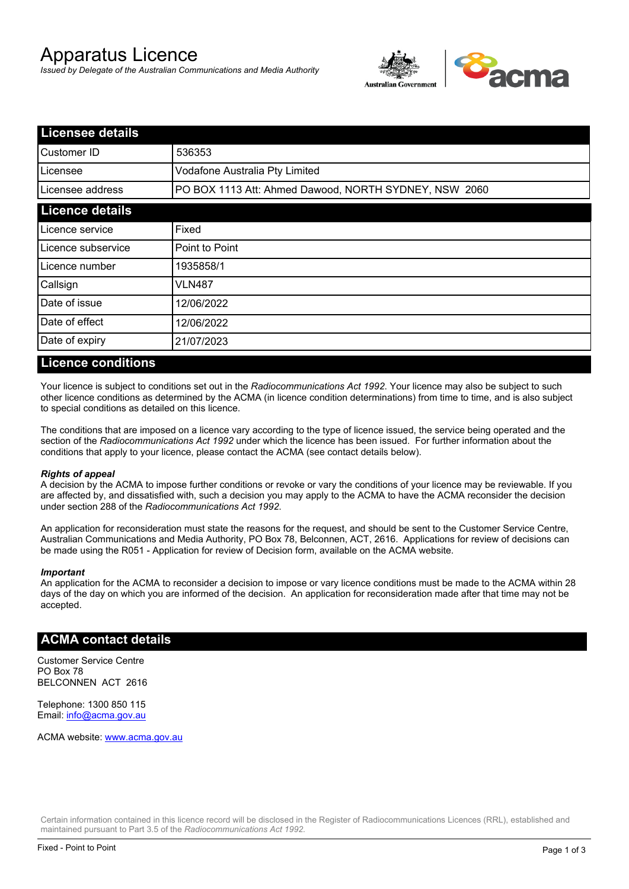# Apparatus Licence

*Issued by Delegate of the Australian Communications and Media Authority*

## Licensee details

| | |
|---|---|
| Customer ID | 536353 |
| Licensee | Vodafone Australia Pty Limited |
| Licensee address | PO BOX 1113 Att: Ahmed Dawood, NORTH SYDNEY, NSW 2060 |

## Licence details

| | |
|---|---|
| Licence service | Fixed |
| Licence subservice | Point to Point |
| Licence number | 1935858/1 |
| Callsign | VLN487 |
| Date of issue | 12/06/2022 |
| Date of effect | 12/06/2022 |
| Date of expiry | 21/07/2023 |

## Licence conditions

Your licence is subject to conditions set out in the *Radiocommunications Act 1992*. Your licence may also be subject to such other licence conditions as determined by the ACMA (in licence condition determinations) from time to time, and is also subject to special conditions as detailed on this licence.

The conditions that are imposed on a licence vary according to the type of licence issued, the service being operated and the section of the *Radiocommunications Act 1992* under which the licence has been issued. For further information about the conditions that apply to your licence, please contact the ACMA (see contact details below).

***Rights of appeal***

A decision by the ACMA to impose further conditions or revoke or vary the conditions of your licence may be reviewable. If you are affected by, and dissatisfied with, such a decision you may apply to the ACMA to have the ACMA reconsider the decision under section 288 of the *Radiocommunications Act 1992*.

An application for reconsideration must state the reasons for the request, and should be sent to the Customer Service Centre, Australian Communications and Media Authority, PO Box 78, Belconnen, ACT, 2616. Applications for review of decisions can be made using the R051 - Application for review of Decision form, available on the ACMA website.

***Important***

An application for the ACMA to reconsider a decision to impose or vary licence conditions must be made to the ACMA within 28 days of the day on which you are informed of the decision. An application for reconsideration made after that time may not be accepted.

## ACMA contact details

Customer Service Centre
PO Box 78
BELCONNEN ACT 2616

Telephone: 1300 850 115
Email: info@acma.gov.au

ACMA website: www.acma.gov.au

Certain information contained in this licence record will be disclosed in the Register of Radiocommunications Licences (RRL), established and maintained pursuant to Part 3.5 of the *Radiocommunications Act 1992.*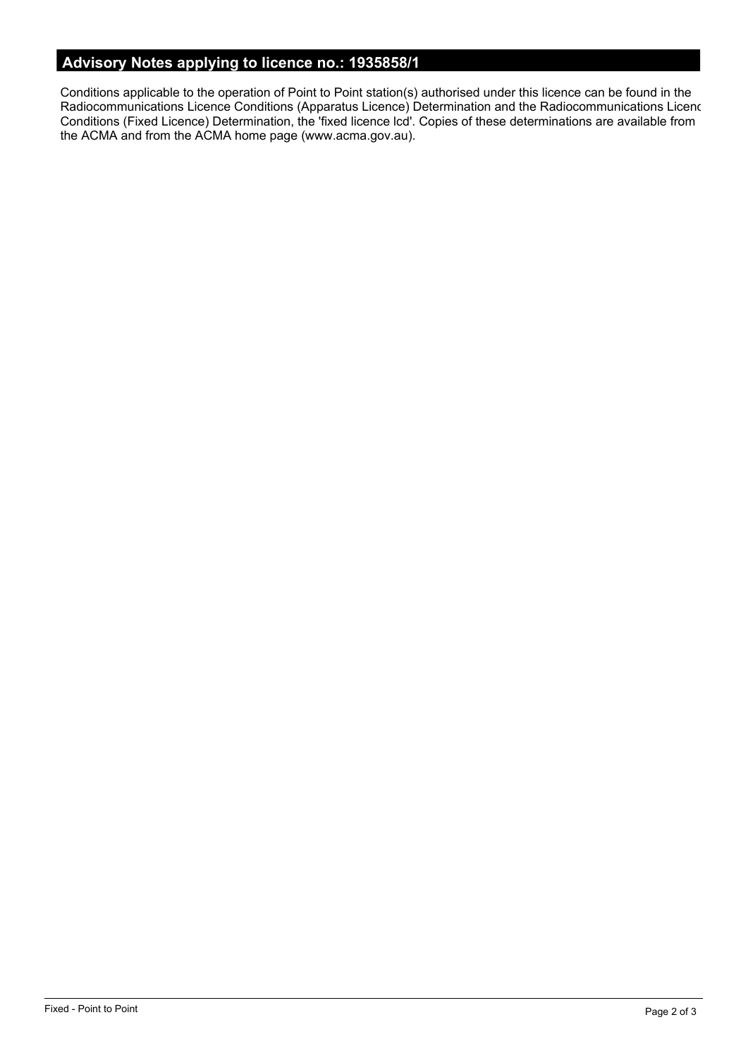## Advisory Notes applying to licence no.: 1935858/1

Conditions applicable to the operation of Point to Point station(s) authorised under this licence can be found in the Radiocommunications Licence Conditions (Apparatus Licence) Determination and the Radiocommunications Licenc Conditions (Fixed Licence) Determination, the 'fixed licence lcd'. Copies of these determinations are available from the ACMA and from the ACMA home page (www.acma.gov.au).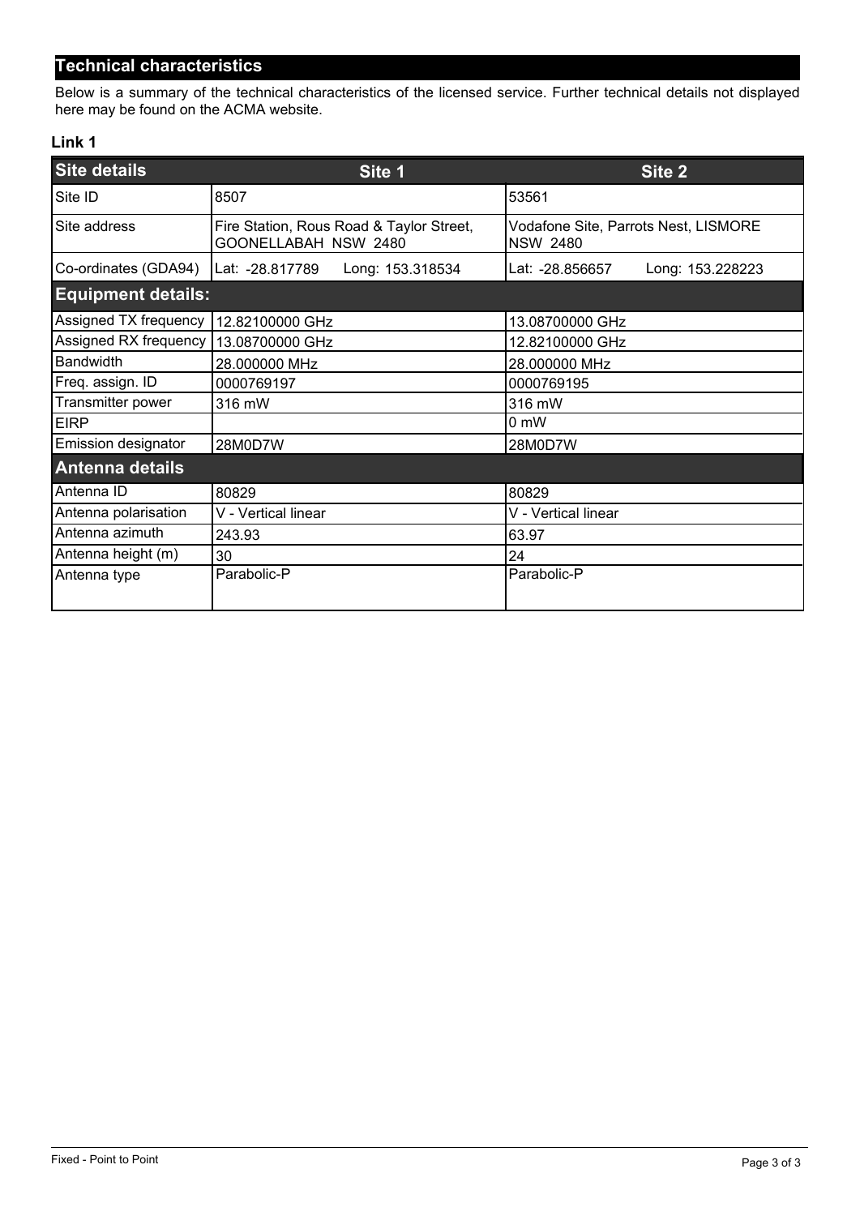## Technical characteristics

Below is a summary of the technical characteristics of the licensed service. Further technical details not displayed here may be found on the ACMA website.

**Link 1**

| Site details | Site 1 | Site 2 |
|---|---|---|
| Site ID | 8507 | 53561 |
| Site address | Fire Station, Rous Road & Taylor Street, GOONELLABAH NSW 2480 | Vodafone Site, Parrots Nest, LISMORE NSW 2480 |
| Co-ordinates (GDA94) | Lat: -28.817789 Long: 153.318534 | Lat: -28.856657 Long: 153.228223 |
| **Equipment details:** | | |
| Assigned TX frequency | 12.82100000 GHz | 13.08700000 GHz |
| Assigned RX frequency | 13.08700000 GHz | 12.82100000 GHz |
| Bandwidth | 28.000000 MHz | 28.000000 MHz |
| Freq. assign. ID | 0000769197 | 0000769195 |
| Transmitter power | 316 mW | 316 mW |
| EIRP | | 0 mW |
| Emission designator | 28M0D7W | 28M0D7W |
| **Antenna details** | | |
| Antenna ID | 80829 | 80829 |
| Antenna polarisation | V - Vertical linear | V - Vertical linear |
| Antenna azimuth | 243.93 | 63.97 |
| Antenna height (m) | 30 | 24 |
| Antenna type | Parabolic-P | Parabolic-P |

Fixed - Point to Point